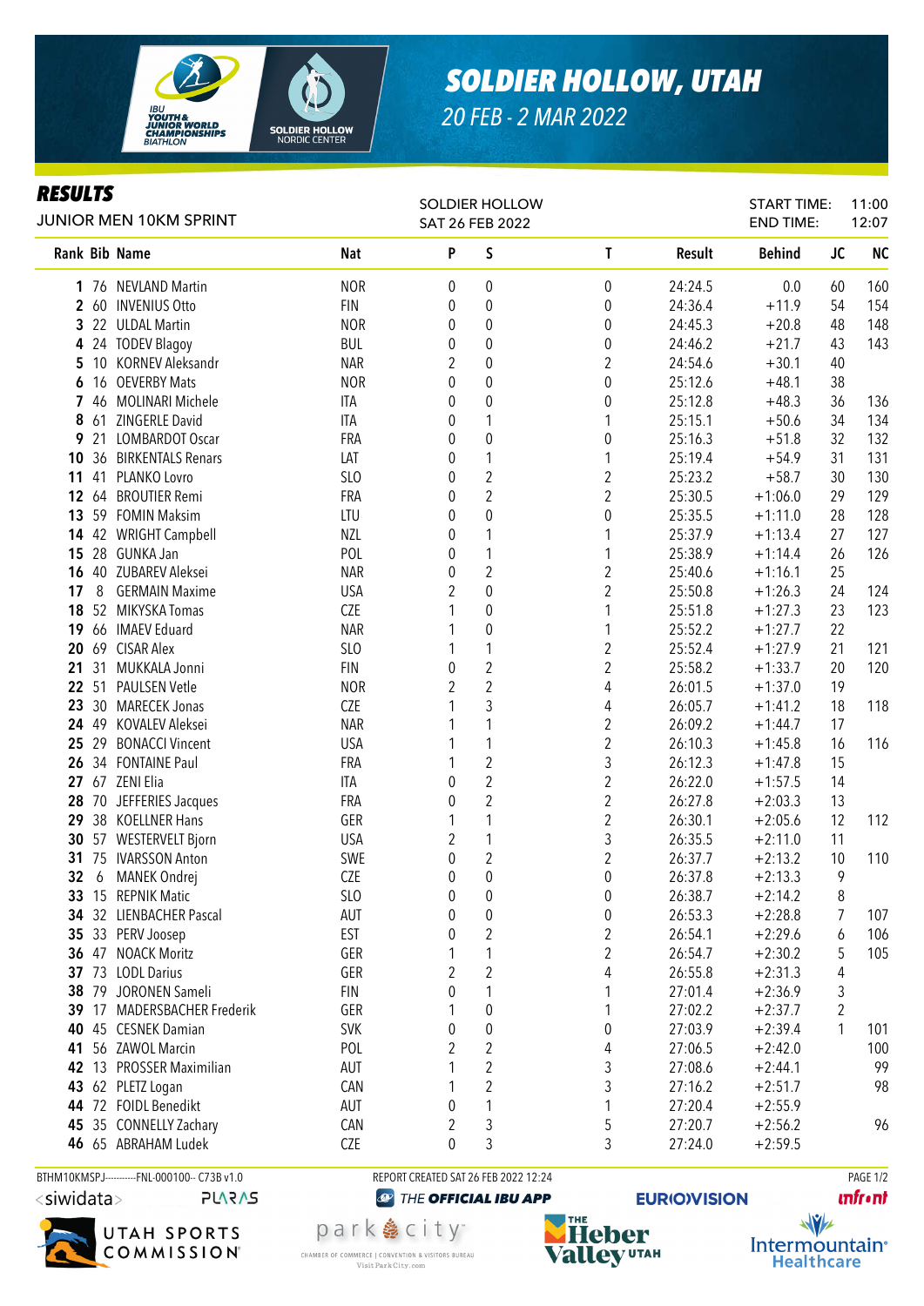# SOLDIER HOLLOW, UTAH

20 FEB - 2 MAR 2022

## RESULTS

JUNIOR MEN 10KM SPRINT

SOLDIER HOLLOW
SAT 26 FEB 2022

START TIME: 11:00
END TIME: 12:07

| Rank | Bib | Name | Nat | P | S | T | Result | Behind | JC | NC |
|---|---|---|---|---|---|---|---|---|---|---|
| 1 | 76 | NEVLAND Martin | NOR | 0 | 0 | 0 | 24:24.5 | 0.0 | 60 | 160 |
| 2 | 60 | INVENIUS Otto | FIN | 0 | 0 | 0 | 24:36.4 | +11.9 | 54 | 154 |
| 3 | 22 | ULDAL Martin | NOR | 0 | 0 | 0 | 24:45.3 | +20.8 | 48 | 148 |
| 4 | 24 | TODEV Blagoy | BUL | 0 | 0 | 0 | 24:46.2 | +21.7 | 43 | 143 |
| 5 | 10 | KORNEV Aleksandr | NAR | 2 | 0 | 2 | 24:54.6 | +30.1 | 40 | |
| 6 | 16 | OEVERBY Mats | NOR | 0 | 0 | 0 | 25:12.6 | +48.1 | 38 | |
| 7 | 46 | MOLINARI Michele | ITA | 0 | 0 | 0 | 25:12.8 | +48.3 | 36 | 136 |
| 8 | 61 | ZINGERLE David | ITA | 0 | 1 | 1 | 25:15.1 | +50.6 | 34 | 134 |
| 9 | 21 | LOMBARDOT Oscar | FRA | 0 | 0 | 0 | 25:16.3 | +51.8 | 32 | 132 |
| 10 | 36 | BIRKENTALS Renars | LAT | 0 | 1 | 1 | 25:19.4 | +54.9 | 31 | 131 |
| 11 | 41 | PLANKO Lovro | SLO | 0 | 2 | 2 | 25:23.2 | +58.7 | 30 | 130 |
| 12 | 64 | BROUTIER Remi | FRA | 0 | 2 | 2 | 25:30.5 | +1:06.0 | 29 | 129 |
| 13 | 59 | FOMIN Maksim | LTU | 0 | 0 | 0 | 25:35.5 | +1:11.0 | 28 | 128 |
| 14 | 42 | WRIGHT Campbell | NZL | 0 | 1 | 1 | 25:37.9 | +1:13.4 | 27 | 127 |
| 15 | 28 | GUNKA Jan | POL | 0 | 1 | 1 | 25:38.9 | +1:14.4 | 26 | 126 |
| 16 | 40 | ZUBAREV Aleksei | NAR | 0 | 2 | 2 | 25:40.6 | +1:16.1 | 25 | |
| 17 | 8 | GERMAIN Maxime | USA | 2 | 0 | 2 | 25:50.8 | +1:26.3 | 24 | 124 |
| 18 | 52 | MIKYSKA Tomas | CZE | 1 | 0 | 1 | 25:51.8 | +1:27.3 | 23 | 123 |
| 19 | 66 | IMAEV Eduard | NAR | 1 | 0 | 1 | 25:52.2 | +1:27.7 | 22 | |
| 20 | 69 | CISAR Alex | SLO | 1 | 1 | 2 | 25:52.4 | +1:27.9 | 21 | 121 |
| 21 | 31 | MUKKALA Jonni | FIN | 0 | 2 | 2 | 25:58.2 | +1:33.7 | 20 | 120 |
| 22 | 51 | PAULSEN Vetle | NOR | 2 | 2 | 4 | 26:01.5 | +1:37.0 | 19 | |
| 23 | 30 | MARECEK Jonas | CZE | 1 | 3 | 4 | 26:05.7 | +1:41.2 | 18 | 118 |
| 24 | 49 | KOVALEV Aleksei | NAR | 1 | 1 | 2 | 26:09.2 | +1:44.7 | 17 | |
| 25 | 29 | BONACCI Vincent | USA | 1 | 1 | 2 | 26:10.3 | +1:45.8 | 16 | 116 |
| 26 | 34 | FONTAINE Paul | FRA | 1 | 2 | 3 | 26:12.3 | +1:47.8 | 15 | |
| 27 | 67 | ZENI Elia | ITA | 0 | 2 | 2 | 26:22.0 | +1:57.5 | 14 | |
| 28 | 70 | JEFFERIES Jacques | FRA | 0 | 2 | 2 | 26:27.8 | +2:03.3 | 13 | |
| 29 | 38 | KOELLNER Hans | GER | 1 | 1 | 2 | 26:30.1 | +2:05.6 | 12 | 112 |
| 30 | 57 | WESTERVELT Bjorn | USA | 2 | 1 | 3 | 26:35.5 | +2:11.0 | 11 | |
| 31 | 75 | IVARSSON Anton | SWE | 0 | 2 | 2 | 26:37.7 | +2:13.2 | 10 | 110 |
| 32 | 6 | MANEK Ondrej | CZE | 0 | 0 | 0 | 26:37.8 | +2:13.3 | 9 | |
| 33 | 15 | REPNIK Matic | SLO | 0 | 0 | 0 | 26:38.7 | +2:14.2 | 8 | |
| 34 | 32 | LIENBACHER Pascal | AUT | 0 | 0 | 0 | 26:53.3 | +2:28.8 | 7 | 107 |
| 35 | 33 | PERV Joosep | EST | 0 | 2 | 2 | 26:54.1 | +2:29.6 | 6 | 106 |
| 36 | 47 | NOACK Moritz | GER | 1 | 1 | 2 | 26:54.7 | +2:30.2 | 5 | 105 |
| 37 | 73 | LODL Darius | GER | 2 | 2 | 4 | 26:55.8 | +2:31.3 | 4 | |
| 38 | 79 | JORONEN Sameli | FIN | 0 | 1 | 1 | 27:01.4 | +2:36.9 | 3 | |
| 39 | 17 | MADERSBACHER Frederik | GER | 1 | 0 | 1 | 27:02.2 | +2:37.7 | 2 | |
| 40 | 45 | CESNEK Damian | SVK | 0 | 0 | 0 | 27:03.9 | +2:39.4 | 1 | 101 |
| 41 | 56 | ZAWOL Marcin | POL | 2 | 2 | 4 | 27:06.5 | +2:42.0 | | 100 |
| 42 | 13 | PROSSER Maximilian | AUT | 1 | 2 | 3 | 27:08.6 | +2:44.1 | | 99 |
| 43 | 62 | PLETZ Logan | CAN | 1 | 2 | 3 | 27:16.2 | +2:51.7 | | 98 |
| 44 | 72 | FOIDL Benedikt | AUT | 0 | 1 | 1 | 27:20.4 | +2:55.9 | | |
| 45 | 35 | CONNELLY Zachary | CAN | 2 | 3 | 5 | 27:20.7 | +2:56.2 | | 96 |
| 46 | 65 | ABRAHAM Ludek | CZE | 0 | 3 | 3 | 27:24.0 | +2:59.5 | | |

BTHM10KMSPJ----------FNL-000100-- C73B v1.0
REPORT CREATED SAT 26 FEB 2022 12:24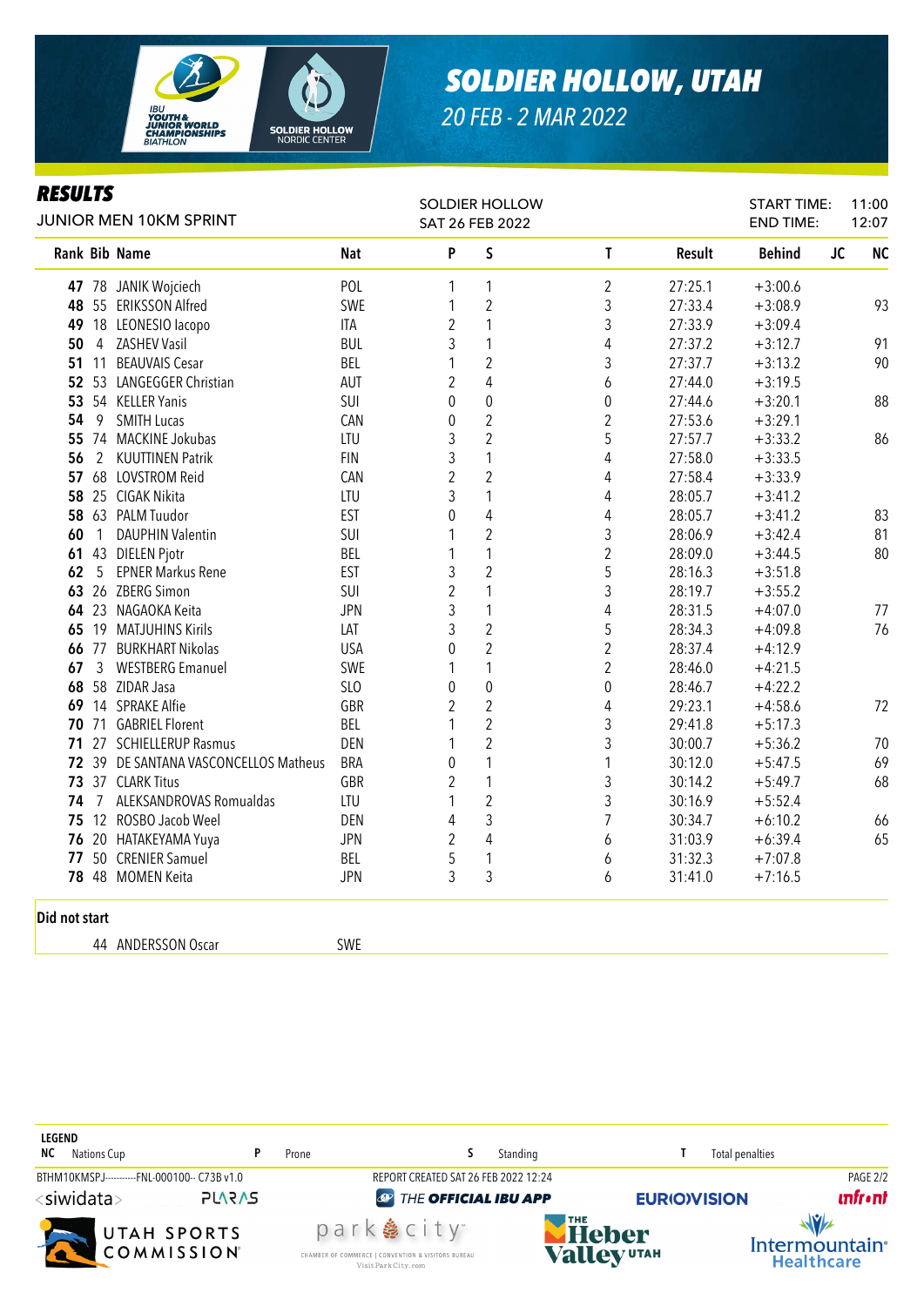# SOLDIER HOLLOW, UTAH

20 FEB - 2 MAR 2022

## RESULTS

JUNIOR MEN 10KM SPRINT

SOLDIER HOLLOW
SAT 26 FEB 2022

START TIME: 11:00
END TIME: 12:07

| Rank | Bib | Name | Nat | P | S | T | Result | Behind | JC | NC |
|---|---|---|---|---|---|---|---|---|---|---|
| 47 | 78 | JANIK Wojciech | POL | 1 | 1 | 2 | 27:25.1 | +3:00.6 | | |
| 48 | 55 | ERIKSSON Alfred | SWE | 1 | 2 | 3 | 27:33.4 | +3:08.9 | | 93 |
| 49 | 18 | LEONESIO Iacopo | ITA | 2 | 1 | 3 | 27:33.9 | +3:09.4 | | |
| 50 | 4 | ZASHEV Vasil | BUL | 3 | 1 | 4 | 27:37.2 | +3:12.7 | | 91 |
| 51 | 11 | BEAUVAIS Cesar | BEL | 1 | 2 | 3 | 27:37.7 | +3:13.2 | | 90 |
| 52 | 53 | LANGEGGER Christian | AUT | 2 | 4 | 6 | 27:44.0 | +3:19.5 | | |
| 53 | 54 | KELLER Yanis | SUI | 0 | 0 | 0 | 27:44.6 | +3:20.1 | | 88 |
| 54 | 9 | SMITH Lucas | CAN | 0 | 2 | 2 | 27:53.6 | +3:29.1 | | |
| 55 | 74 | MACKINE Jokubas | LTU | 3 | 2 | 5 | 27:57.7 | +3:33.2 | | 86 |
| 56 | 2 | KUUTTINEN Patrik | FIN | 3 | 1 | 4 | 27:58.0 | +3:33.5 | | |
| 57 | 68 | LOVSTROM Reid | CAN | 2 | 2 | 4 | 27:58.4 | +3:33.9 | | |
| 58 | 25 | CIGAK Nikita | LTU | 3 | 1 | 4 | 28:05.7 | +3:41.2 | | |
| 58 | 63 | PALM Tuudor | EST | 0 | 4 | 4 | 28:05.7 | +3:41.2 | | 83 |
| 60 | 1 | DAUPHIN Valentin | SUI | 1 | 2 | 3 | 28:06.9 | +3:42.4 | | 81 |
| 61 | 43 | DIELEN Pjotr | BEL | 1 | 1 | 2 | 28:09.0 | +3:44.5 | | 80 |
| 62 | 5 | EPNER Markus Rene | EST | 3 | 2 | 5 | 28:16.3 | +3:51.8 | | |
| 63 | 26 | ZBERG Simon | SUI | 2 | 1 | 3 | 28:19.7 | +3:55.2 | | |
| 64 | 23 | NAGAOKA Keita | JPN | 3 | 1 | 4 | 28:31.5 | +4:07.0 | | 77 |
| 65 | 19 | MATJUHINS Kirils | LAT | 3 | 2 | 5 | 28:34.3 | +4:09.8 | | 76 |
| 66 | 77 | BURKHART Nikolas | USA | 0 | 2 | 2 | 28:37.4 | +4:12.9 | | |
| 67 | 3 | WESTBERG Emanuel | SWE | 1 | 1 | 2 | 28:46.0 | +4:21.5 | | |
| 68 | 58 | ZIDAR Jasa | SLO | 0 | 0 | 0 | 28:46.7 | +4:22.2 | | |
| 69 | 14 | SPRAKE Alfie | GBR | 2 | 2 | 4 | 29:23.1 | +4:58.6 | | 72 |
| 70 | 71 | GABRIEL Florent | BEL | 1 | 2 | 3 | 29:41.8 | +5:17.3 | | |
| 71 | 27 | SCHIELLERUP Rasmus | DEN | 1 | 2 | 3 | 30:00.7 | +5:36.2 | | 70 |
| 72 | 39 | DE SANTANA VASCONCELLOS Matheus | BRA | 0 | 1 | 1 | 30:12.0 | +5:47.5 | | 69 |
| 73 | 37 | CLARK Titus | GBR | 2 | 1 | 3 | 30:14.2 | +5:49.7 | | 68 |
| 74 | 7 | ALEKSANDROVAS Romualdas | LTU | 1 | 2 | 3 | 30:16.9 | +5:52.4 | | |
| 75 | 12 | ROSBO Jacob Weel | DEN | 4 | 3 | 7 | 30:34.7 | +6:10.2 | | 66 |
| 76 | 20 | HATAKEYAMA Yuya | JPN | 2 | 4 | 6 | 31:03.9 | +6:39.4 | | 65 |
| 77 | 50 | CRENIER Samuel | BEL | 5 | 1 | 6 | 31:32.3 | +7:07.8 | | |
| 78 | 48 | MOMEN Keita | JPN | 3 | 3 | 6 | 31:41.0 | +7:16.5 | | |

**Did not start**

| Bib | Name | Nat |
|---|---|---|
| 44 | ANDERSSON Oscar | SWE |

LEGEND
NC Nations Cup P Prone S Standing T Total penalties

BTHM10KMSPJ-----------FNL-000100-- C73B v1.0 REPORT CREATED SAT 26 FEB 2022 12:24